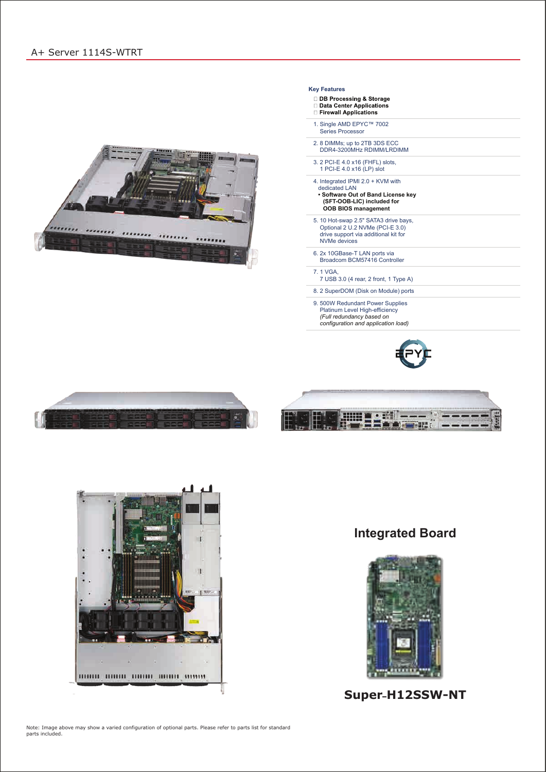# A+ Server 1114S-WTRT

**Key Features**

- **DB Processing & Storage**
- **Data Center Applications**
- **Firewall Applications**

1. Single AMD EPYC™ 7002 Series Processor
2. 8 DIMMs; up to 2TB 3DS ECC DDR4-3200MHz RDIMM/LRDIMM
3. 2 PCI-E 4.0 x16 (FHFL) slots, 1 PCI-E 4.0 x16 (LP) slot
4. Integrated IPMI 2.0 + KVM with dedicated LAN
   - **Software Out of Band License key (SFT-OOB-LIC) included for OOB BIOS management**
5. 10 Hot-swap 2.5" SATA3 drive bays, Optional 2 U.2 NVMe (PCI-E 3.0) drive support via additional kit for NVMe devices
6. 2x 10GBase-T LAN ports via Broadcom BCM57416 Controller
7. 1 VGA, 7 USB 3.0 (4 rear, 2 front, 1 Type A)
8. 2 SuperDOM (Disk on Module) ports
9. 500W Redundant Power Supplies Platinum Level High-efficiency *(Full redundancy based on configuration and application load)*

## Integrated Board

**Super H12SSW-NT**

Note: Image above may show a varied configuration of optional parts. Please refer to parts list for standard parts included.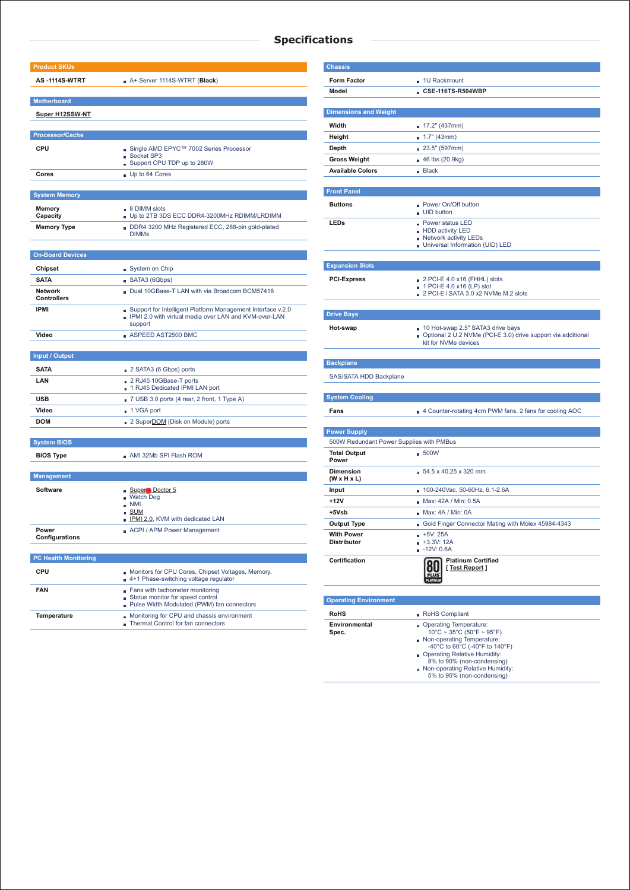## Specifications

| Product SKUs | |
|---|---|
| AS -1114S-WTRT | A+ Server 1114S-WTRT (**Black**) |

| Motherboard | |
|---|---|
| Super H12SSW-NT | |

| Processor/Cache | |
|---|---|
| CPU | Single AMD EPYC™ 7002 Series Processor<br>Socket SP3<br>Support CPU TDP up to 280W |
| Cores | Up to 64 Cores |

| System Memory | |
|---|---|
| Memory Capacity | 8 DIMM slots<br>Up to 2TB 3DS ECC DDR4-3200MHz RDIMM/LRDIMM |
| Memory Type | DDR4 3200 MHz Registered ECC, 288-pin gold-plated DIMMs |

| On-Board Devices | |
|---|---|
| Chipset | System on Chip |
| SATA | SATA3 (6Gbps) |
| Network Controllers | Dual 10GBase-T LAN with via Broadcom BCM57416 |
| IPMI | Support for Intelligent Platform Management Interface v.2.0<br>IPMI 2.0 with virtual media over LAN and KVM-over-LAN support |
| Video | ASPEED AST2500 BMC |

| Input / Output | |
|---|---|
| SATA | 2 SATA3 (6 Gbps) ports |
| LAN | 2 RJ45 10GBase-T ports<br>1 RJ45 Dedicated IPMI LAN port |
| USB | 7 USB 3.0 ports (4 rear, 2 front, 1 Type A) |
| Video | 1 VGA port |
| DOM | 2 SuperDOM (Disk on Module) ports |

| System BIOS | |
|---|---|
| BIOS Type | AMI 32Mb SPI Flash ROM |

| Management | |
|---|---|
| Software | Super Doctor 5<br>Watch Dog<br>NMI<br>SUM<br>IPMI 2.0, KVM with dedicated LAN |
| Power Configurations | ACPI / APM Power Management |

| PC Health Monitoring | |
|---|---|
| CPU | Monitors for CPU Cores, Chipset Voltages, Memory.<br>4+1 Phase-switching voltage regulator |
| FAN | Fans with tachometer monitoring<br>Status monitor for speed control<br>Pulse Width Modulated (PWM) fan connectors |
| Temperature | Monitoring for CPU and chassis environment<br>Thermal Control for fan connectors |

| Chassis | |
|---|---|
| Form Factor | 1U Rackmount |
| Model | **CSE-116TS-R504WBP** |

| Dimensions and Weight | |
|---|---|
| Width | 17.2" (437mm) |
| Height | 1.7" (43mm) |
| Depth | 23.5" (597mm) |
| Gross Weight | 46 lbs (20.9kg) |
| Available Colors | Black |

| Front Panel | |
|---|---|
| Buttons | Power On/Off button<br>UID button |
| LEDs | Power status LED<br>HDD activity LED<br>Network activity LEDs<br>Universal Information (UID) LED |

| Expansion Slots | |
|---|---|
| PCI-Express | 2 PCI-E 4.0 x16 (FHHL) slots<br>1 PCI-E 4.0 x16 (LP) slot<br>2 PCI-E / SATA 3.0 x2 NVMe M.2 slots |

| Drive Bays | |
|---|---|
| Hot-swap | 10 Hot-swap 2.5" SATA3 drive bays<br>Optional 2 U.2 NVMe (PCI-E 3.0) drive support via additional kit for NVMe devices |

| Backplane | |
|---|---|
| SAS/SATA HDD Backplane | |

| System Cooling | |
|---|---|
| Fans | 4 Counter-rotating 4cm PWM fans, 2 fans for cooling AOC |

| Power Supply | |
|---|---|
| 500W Redundant Power Supplies with PMBus | |
| Total Output Power | 500W |
| Dimension (W x H x L) | 54.5 x 40.25 x 320 mm |
| Input | 100-240Vac, 50-60Hz, 6.1-2.6A |
| +12V | Max: 42A / Min: 0.5A |
| +5Vsb | Max: 4A / Min: 0A |
| Output Type | Gold Finger Connector Mating with Molex 45984-4343 |
| With Power Distributor | +5V: 25A<br>+3.3V: 12A<br>-12V: 0.6A |
| Certification | **Platinum Certified**<br>[ Test Report ] |

| Operating Environment | |
|---|---|
| RoHS | RoHS Compliant |
| Environmental Spec. | Operating Temperature:<br>10°C ~ 35°C (50°F ~ 95°F)<br>Non-operating Temperature:<br>-40°C to 60°C (-40°F to 140°F)<br>Operating Relative Humidity:<br>8% to 90% (non-condensing)<br>Non-operating Relative Humidity:<br>5% to 95% (non-condensing) |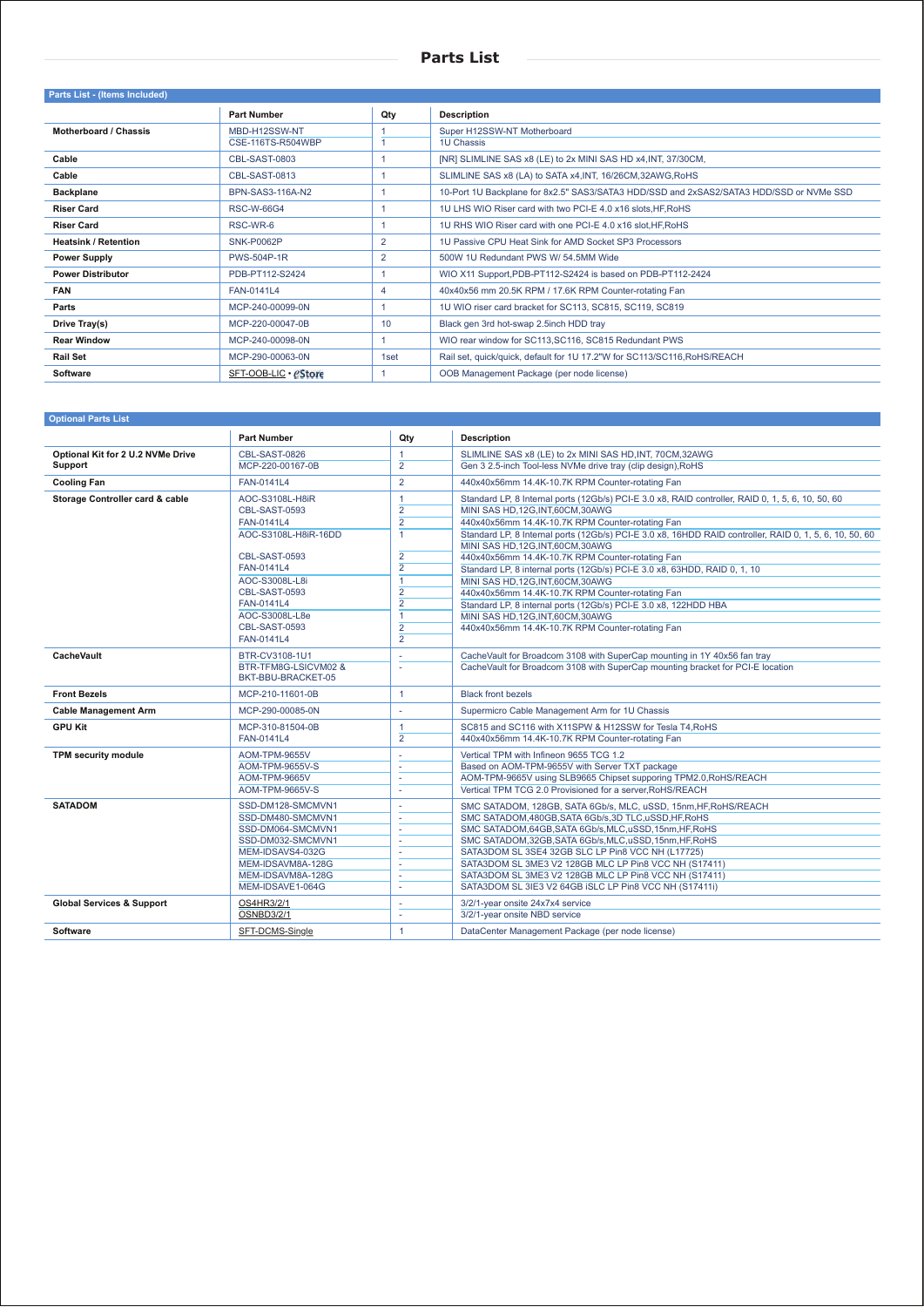# Parts List

## Parts List - (Items Included)

| | Part Number | Qty | Description |
|---|---|---|---|
| Motherboard / Chassis | MBD-H12SSW-NT<br>CSE-116TS-R504WBP | 1<br>1 | Super H12SSW-NT Motherboard<br>1U Chassis |
| Cable | CBL-SAST-0803 | 1 | [NR] SLIMLINE SAS x8 (LE) to 2x MINI SAS HD x4,INT, 37/30CM, |
| Cable | CBL-SAST-0813 | 1 | SLIMLINE SAS x8 (LA) to SATA x4,INT, 16/26CM,32AWG,RoHS |
| Backplane | BPN-SAS3-116A-N2 | 1 | 10-Port 1U Backplane for 8x2.5" SAS3/SATA3 HDD/SSD and 2xSAS2/SATA3 HDD/SSD or NVMe SSD |
| Riser Card | RSC-W-66G4 | 1 | 1U LHS WIO Riser card with two PCI-E 4.0 x16 slots,HF,RoHS |
| Riser Card | RSC-WR-6 | 1 | 1U RHS WIO Riser card with one PCI-E 4.0 x16 slot,HF,RoHS |
| Heatsink / Retention | SNK-P0062P | 2 | 1U Passive CPU Heat Sink for AMD Socket SP3 Processors |
| Power Supply | PWS-504P-1R | 2 | 500W 1U Redundant PWS W/ 54.5MM Wide |
| Power Distributor | PDB-PT112-S2424 | 1 | WIO X11 Support,PDB-PT112-S2424 is based on PDB-PT112-2424 |
| FAN | FAN-0141L4 | 4 | 40x40x56 mm 20.5K RPM / 17.6K RPM Counter-rotating Fan |
| Parts | MCP-240-00099-0N | 1 | 1U WIO riser card bracket for SC113, SC815, SC119, SC819 |
| Drive Tray(s) | MCP-220-00047-0B | 10 | Black gen 3rd hot-swap 2.5inch HDD tray |
| Rear Window | MCP-240-00098-0N | 1 | WIO rear window for SC113,SC116, SC815 Redundant PWS |
| Rail Set | MCP-290-00063-0N | 1set | Rail set, quick/quick, default for 1U 17.2"W for SC113/SC116,RoHS/REACH |
| Software | SFT-OOB-LIC • eStore | 1 | OOB Management Package (per node license) |

## Optional Parts List

| | Part Number | Qty | Description |
|---|---|---|---|
| Optional Kit for 2 U.2 NVMe Drive Support | CBL-SAST-0826<br>MCP-220-00167-0B | 1<br>2 | SLIMLINE SAS x8 (LE) to 2x MINI SAS HD,INT, 70CM,32AWG<br>Gen 3 2.5-inch Tool-less NVMe drive tray (clip design),RoHS |
| Cooling Fan | FAN-0141L4 | 2 | 440x40x56mm 14.4K-10.7K RPM Counter-rotating Fan |
| Storage Controller card & cable | AOC-S3108L-H8iR<br>CBL-SAST-0593<br>FAN-0141L4<br>AOC-S3108L-H8iR-16DD<br><br>CBL-SAST-0593<br>FAN-0141L4<br>AOC-S3008L-L8i<br>CBL-SAST-0593<br>FAN-0141L4<br>AOC-S3008L-L8e<br>CBL-SAST-0593<br>FAN-0141L4 | 1<br>2<br>2<br>1<br><br>2<br>2<br>1<br>2<br>2<br>1<br>2<br>2 | Standard LP, 8 Internal ports (12Gb/s) PCI-E 3.0 x8, RAID controller, RAID 0, 1, 5, 6, 10, 50, 60<br>MINI SAS HD,12G,INT,60CM,30AWG<br>440x40x56mm 14.4K-10.7K RPM Counter-rotating Fan<br>Standard LP, 8 Internal ports (12Gb/s) PCI-E 3.0 x8, 16HDD RAID controller, RAID 0, 1, 5, 6, 10, 50, 60<br>MINI SAS HD,12G,INT,60CM,30AWG<br>440x40x56mm 14.4K-10.7K RPM Counter-rotating Fan<br>Standard LP, 8 internal ports (12Gb/s) PCI-E 3.0 x8, 63HDD, RAID 0, 1, 10<br>MINI SAS HD,12G,INT,60CM,30AWG<br>440x40x56mm 14.4K-10.7K RPM Counter-rotating Fan<br>Standard LP, 8 internal ports (12Gb/s) PCI-E 3.0 x8, 122HDD HBA<br>MINI SAS HD,12G,INT,60CM,30AWG<br>440x40x56mm 14.4K-10.7K RPM Counter-rotating Fan |
| CacheVault | BTR-CV3108-1U1<br>BTR-TFM8G-LSICVM02 & BKT-BBU-BRACKET-05 | -<br>- | CacheVault for Broadcom 3108 with SuperCap mounting in 1Y 40x56 fan tray<br>CacheVault for Broadcom 3108 with SuperCap mounting bracket for PCI-E location |
| Front Bezels | MCP-210-11601-0B | 1 | Black front bezels |
| Cable Management Arm | MCP-290-00085-0N | - | Supermicro Cable Management Arm for 1U Chassis |
| GPU Kit | MCP-310-81504-0B<br>FAN-0141L4 | 1<br>2 | SC815 and SC116 with X11SPW & H12SSW for Tesla T4,RoHS<br>440x40x56mm 14.4K-10.7K RPM Counter-rotating Fan |
| TPM security module | AOM-TPM-9655V<br>AOM-TPM-9655V-S<br>AOM-TPM-9665V<br>AOM-TPM-9665V-S | -<br>-<br>-<br>- | Vertical TPM with Infineon 9655 TCG 1.2<br>Based on AOM-TPM-9655V with Server TXT package<br>AOM-TPM-9665V using SLB9665 Chipset supporing TPM2.0,RoHS/REACH<br>Vertical TPM TCG 2.0 Provisioned for a server,RoHS/REACH |
| SATADOM | SSD-DM128-SMCMVN1<br>SSD-DM480-SMCMVN1<br>SSD-DM064-SMCMVN1<br>SSD-DM032-SMCMVN1<br>MEM-IDSAVS4-032G<br>MEM-IDSAVM8A-128G<br>MEM-IDSAVM8A-128G<br>MEM-IDSAVE1-064G | -<br>-<br>-<br>-<br>-<br>-<br>-<br>- | SMC SATADOM, 128GB, SATA 6Gb/s, MLC, uSSD, 15nm,HF,RoHS/REACH<br>SMC SATADOM,480GB,SATA 6Gb/s,3D TLC,uSSD,HF,RoHS<br>SMC SATADOM,64GB,SATA 6Gb/s,MLC,uSSD,15nm,HF,RoHS<br>SMC SATADOM,32GB,SATA 6Gb/s,MLC,uSSD,15nm,HF,RoHS<br>SATA3DOM SL 3SE4 32GB SLC LP Pin8 VCC NH (L17725)<br>SATA3DOM SL 3ME3 V2 128GB MLC LP Pin8 VCC NH (S17411)<br>SATA3DOM SL 3ME3 V2 128GB MLC LP Pin8 VCC NH (S17411)<br>SATA3DOM SL 3IE3 V2 64GB iSLC LP Pin8 VCC NH (S17411i) |
| Global Services & Support | OS4HR3/2/1<br>OSNBD3/2/1 | -<br>- | 3/2/1-year onsite 24x7x4 service<br>3/2/1-year onsite NBD service |
| Software | SFT-DCMS-Single | 1 | DataCenter Management Package (per node license) |